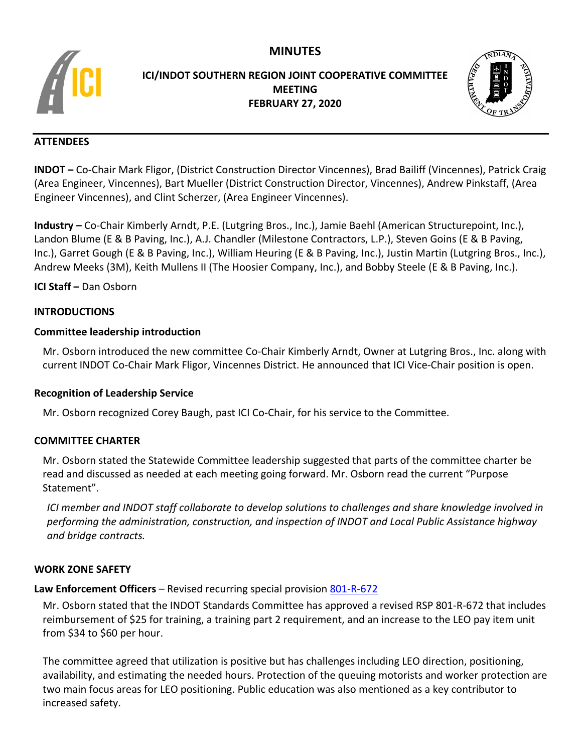# MINUTES

## ICI/INDOT SOUTHERN REGION JOINT COOPERATIVE COMMITTEE MEETING
## FEBRUARY 27, 2020

### ATTENDEES

**INDOT –** Co-Chair Mark Fligor, (District Construction Director Vincennes), Brad Bailiff (Vincennes), Patrick Craig (Area Engineer, Vincennes), Bart Mueller (District Construction Director, Vincennes), Andrew Pinkstaff, (Area Engineer Vincennes), and Clint Scherzer, (Area Engineer Vincennes).

**Industry –** Co-Chair Kimberly Arndt, P.E. (Lutgring Bros., Inc.), Jamie Baehl (American Structurepoint, Inc.), Landon Blume (E & B Paving, Inc.), A.J. Chandler (Milestone Contractors, L.P.), Steven Goins (E & B Paving, Inc.), Garret Gough (E & B Paving, Inc.), William Heuring (E & B Paving, Inc.), Justin Martin (Lutgring Bros., Inc.), Andrew Meeks (3M), Keith Mullens II (The Hoosier Company, Inc.), and Bobby Steele (E & B Paving, Inc.).

**ICI Staff –** Dan Osborn

### INTRODUCTIONS

**Committee leadership introduction**

Mr. Osborn introduced the new committee Co-Chair Kimberly Arndt, Owner at Lutgring Bros., Inc. along with current INDOT Co-Chair Mark Fligor, Vincennes District. He announced that ICI Vice-Chair position is open.

**Recognition of Leadership Service**

Mr. Osborn recognized Corey Baugh, past ICI Co-Chair, for his service to the Committee.

### COMMITTEE CHARTER

Mr. Osborn stated the Statewide Committee leadership suggested that parts of the committee charter be read and discussed as needed at each meeting going forward. Mr. Osborn read the current "Purpose Statement".

*ICI member and INDOT staff collaborate to develop solutions to challenges and share knowledge involved in performing the administration, construction, and inspection of INDOT and Local Public Assistance highway and bridge contracts.*

### WORK ZONE SAFETY

**Law Enforcement Officers** – Revised recurring special provision 801-R-672

Mr. Osborn stated that the INDOT Standards Committee has approved a revised RSP 801-R-672 that includes reimbursement of $25 for training, a training part 2 requirement, and an increase to the LEO pay item unit from $34 to $60 per hour.

The committee agreed that utilization is positive but has challenges including LEO direction, positioning, availability, and estimating the needed hours. Protection of the queuing motorists and worker protection are two main focus areas for LEO positioning. Public education was also mentioned as a key contributor to increased safety.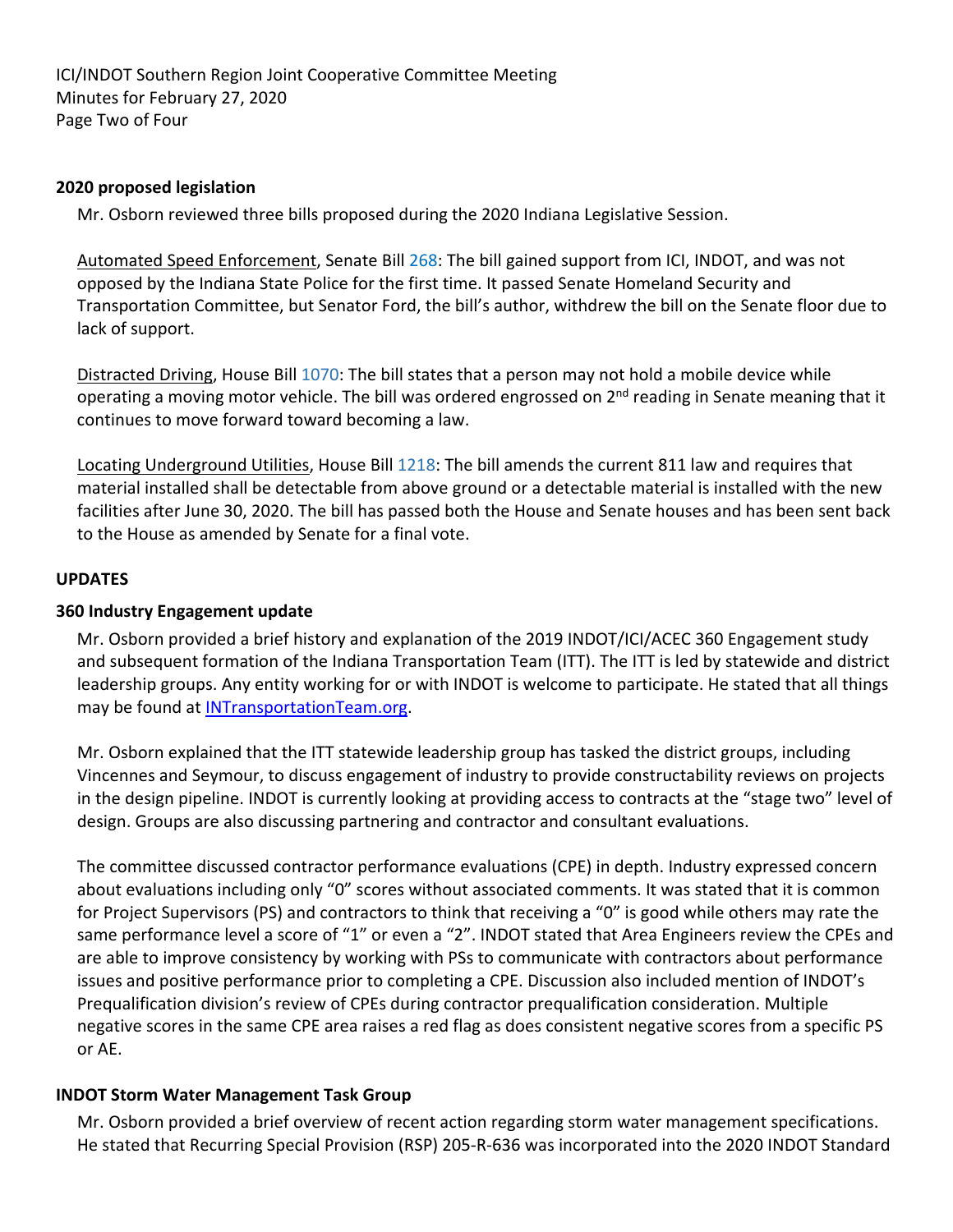**2020 proposed legislation**

Mr. Osborn reviewed three bills proposed during the 2020 Indiana Legislative Session.

Automated Speed Enforcement, Senate Bill 268: The bill gained support from ICI, INDOT, and was not opposed by the Indiana State Police for the first time. It passed Senate Homeland Security and Transportation Committee, but Senator Ford, the bill's author, withdrew the bill on the Senate floor due to lack of support.

Distracted Driving, House Bill 1070: The bill states that a person may not hold a mobile device while operating a moving motor vehicle. The bill was ordered engrossed on 2nd reading in Senate meaning that it continues to move forward toward becoming a law.

Locating Underground Utilities, House Bill 1218: The bill amends the current 811 law and requires that material installed shall be detectable from above ground or a detectable material is installed with the new facilities after June 30, 2020. The bill has passed both the House and Senate houses and has been sent back to the House as amended by Senate for a final vote.

**UPDATES**

**360 Industry Engagement update**

Mr. Osborn provided a brief history and explanation of the 2019 INDOT/ICI/ACEC 360 Engagement study and subsequent formation of the Indiana Transportation Team (ITT). The ITT is led by statewide and district leadership groups. Any entity working for or with INDOT is welcome to participate. He stated that all things may be found at INTransportationTeam.org.

Mr. Osborn explained that the ITT statewide leadership group has tasked the district groups, including Vincennes and Seymour, to discuss engagement of industry to provide constructability reviews on projects in the design pipeline. INDOT is currently looking at providing access to contracts at the "stage two" level of design. Groups are also discussing partnering and contractor and consultant evaluations.

The committee discussed contractor performance evaluations (CPE) in depth. Industry expressed concern about evaluations including only "0" scores without associated comments. It was stated that it is common for Project Supervisors (PS) and contractors to think that receiving a "0" is good while others may rate the same performance level a score of "1" or even a "2". INDOT stated that Area Engineers review the CPEs and are able to improve consistency by working with PSs to communicate with contractors about performance issues and positive performance prior to completing a CPE. Discussion also included mention of INDOT's Prequalification division's review of CPEs during contractor prequalification consideration. Multiple negative scores in the same CPE area raises a red flag as does consistent negative scores from a specific PS or AE.

**INDOT Storm Water Management Task Group**

Mr. Osborn provided a brief overview of recent action regarding storm water management specifications. He stated that Recurring Special Provision (RSP) 205-R-636 was incorporated into the 2020 INDOT Standard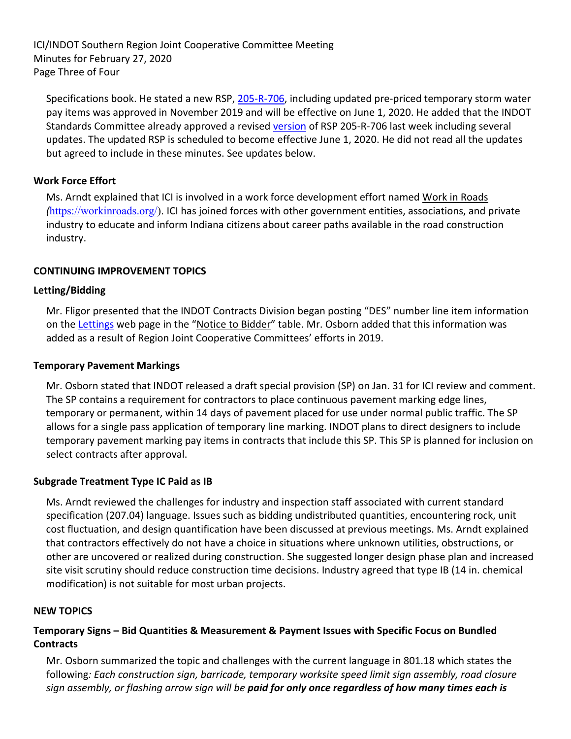Specifications book. He stated a new RSP, 205-R-706, including updated pre-priced temporary storm water pay items was approved in November 2019 and will be effective on June 1, 2020. He added that the INDOT Standards Committee already approved a revised version of RSP 205-R-706 last week including several updates. The updated RSP is scheduled to become effective June 1, 2020. He did not read all the updates but agreed to include in these minutes. See updates below.

**Work Force Effort**

Ms. Arndt explained that ICI is involved in a work force development effort named Work in Roads (https://workinroads.org/). ICI has joined forces with other government entities, associations, and private industry to educate and inform Indiana citizens about career paths available in the road construction industry.

**CONTINUING IMPROVEMENT TOPICS**

**Letting/Bidding**

Mr. Fligor presented that the INDOT Contracts Division began posting "DES" number line item information on the Lettings web page in the "Notice to Bidder" table. Mr. Osborn added that this information was added as a result of Region Joint Cooperative Committees' efforts in 2019.

**Temporary Pavement Markings**

Mr. Osborn stated that INDOT released a draft special provision (SP) on Jan. 31 for ICI review and comment. The SP contains a requirement for contractors to place continuous pavement marking edge lines, temporary or permanent, within 14 days of pavement placed for use under normal public traffic. The SP allows for a single pass application of temporary line marking. INDOT plans to direct designers to include temporary pavement marking pay items in contracts that include this SP. This SP is planned for inclusion on select contracts after approval.

**Subgrade Treatment Type IC Paid as IB**

Ms. Arndt reviewed the challenges for industry and inspection staff associated with current standard specification (207.04) language. Issues such as bidding undistributed quantities, encountering rock, unit cost fluctuation, and design quantification have been discussed at previous meetings. Ms. Arndt explained that contractors effectively do not have a choice in situations where unknown utilities, obstructions, or other are uncovered or realized during construction. She suggested longer design phase plan and increased site visit scrutiny should reduce construction time decisions. Industry agreed that type IB (14 in. chemical modification) is not suitable for most urban projects.

**NEW TOPICS**

**Temporary Signs – Bid Quantities & Measurement & Payment Issues with Specific Focus on Bundled Contracts**

Mr. Osborn summarized the topic and challenges with the current language in 801.18 which states the following*: Each construction sign, barricade, temporary worksite speed limit sign assembly, road closure sign assembly, or flashing arrow sign will be* ***paid for only once regardless of how many times each is***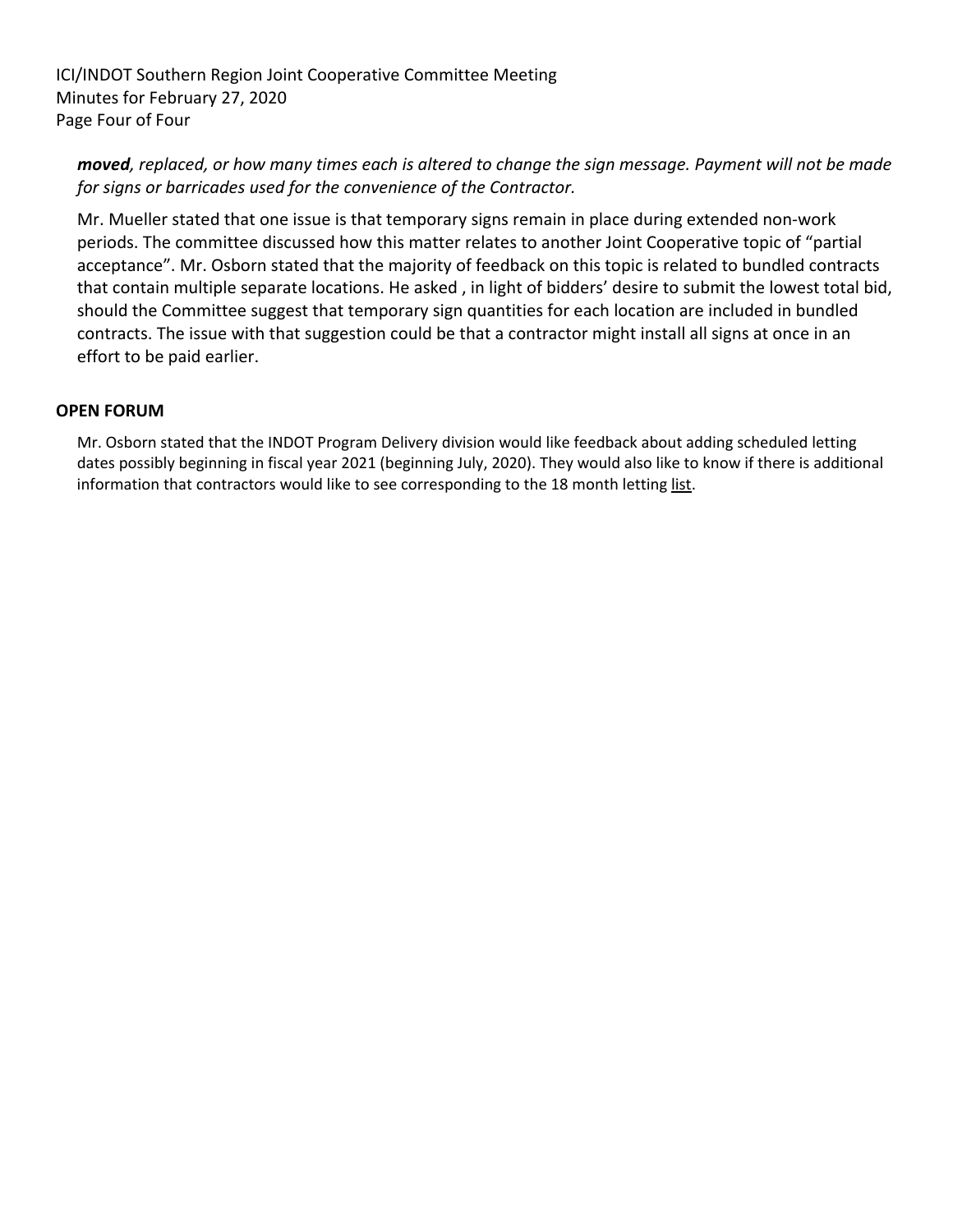***moved**, replaced, or how many times each is altered to change the sign message. Payment will not be made for signs or barricades used for the convenience of the Contractor.*

Mr. Mueller stated that one issue is that temporary signs remain in place during extended non-work periods. The committee discussed how this matter relates to another Joint Cooperative topic of "partial acceptance". Mr. Osborn stated that the majority of feedback on this topic is related to bundled contracts that contain multiple separate locations. He asked , in light of bidders' desire to submit the lowest total bid, should the Committee suggest that temporary sign quantities for each location are included in bundled contracts. The issue with that suggestion could be that a contractor might install all signs at once in an effort to be paid earlier.

**OPEN FORUM**

Mr. Osborn stated that the INDOT Program Delivery division would like feedback about adding scheduled letting dates possibly beginning in fiscal year 2021 (beginning July, 2020). They would also like to know if there is additional information that contractors would like to see corresponding to the 18 month letting list.